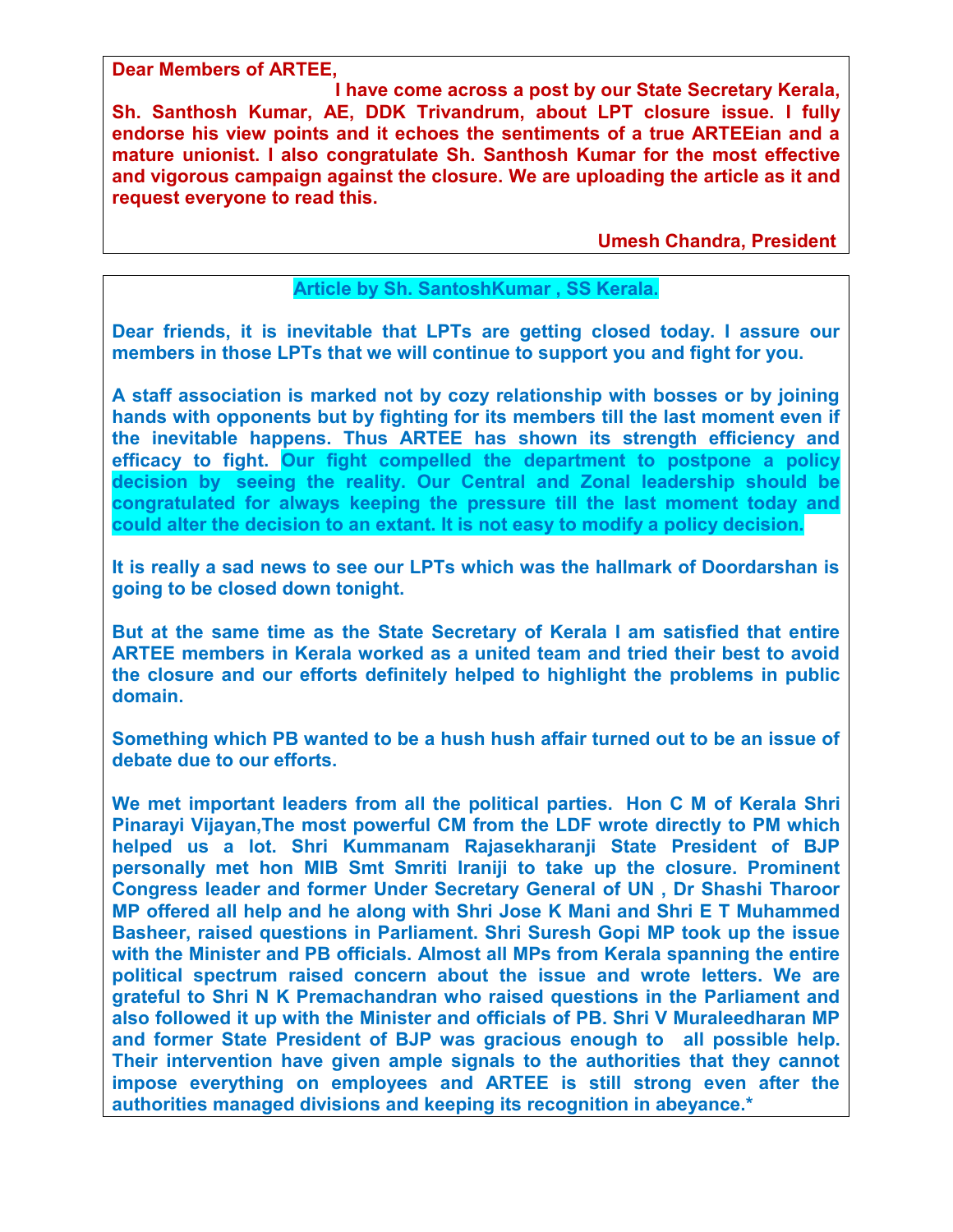**Dear Members of ARTEE,**

**I have come across a post by our State Secretary Kerala, Sh. Santhosh Kumar, AE, DDK Trivandrum, about LPT closure issue. I fully endorse his view points and it echoes the sentiments of a true ARTEEian and a mature unionist. I also congratulate Sh. Santhosh Kumar for the most effective and vigorous campaign against the closure. We are uploading the article as it and request everyone to read this.**

**Umesh Chandra, President**

---

**Article by Sh. SantoshKumar , SS Kerala.**

**Dear friends, it is inevitable that LPTs are getting closed today. I assure our members in those LPTs that we will continue to support you and fight for you.**

**A staff association is marked not by cozy relationship with bosses or by joining hands with opponents but by fighting for its members till the last moment even if the inevitable happens. Thus ARTEE has shown its strength efficiency and efficacy to fight. Our fight compelled the department to postpone a policy decision by seeing the reality. Our Central and Zonal leadership should be congratulated for always keeping the pressure till the last moment today and could alter the decision to an extant. It is not easy to modify a policy decision.**

**It is really a sad news to see our LPTs which was the hallmark of Doordarshan is going to be closed down tonight.**

**But at the same time as the State Secretary of Kerala I am satisfied that entire ARTEE members in Kerala worked as a united team and tried their best to avoid the closure and our efforts definitely helped to highlight the problems in public domain.**

**Something which PB wanted to be a hush hush affair turned out to be an issue of debate due to our efforts.**

**We met important leaders from all the political parties. Hon C M of Kerala Shri Pinarayi Vijayan,The most powerful CM from the LDF wrote directly to PM which helped us a lot. Shri Kummanam Rajasekharanji State President of BJP personally met hon MIB Smt Smriti Iraniji to take up the closure. Prominent Congress leader and former Under Secretary General of UN , Dr Shashi Tharoor MP offered all help and he along with Shri Jose K Mani and Shri E T Muhammed Basheer, raised questions in Parliament. Shri Suresh Gopi MP took up the issue with the Minister and PB officials. Almost all MPs from Kerala spanning the entire political spectrum raised concern about the issue and wrote letters. We are grateful to Shri N K Premachandran who raised questions in the Parliament and also followed it up with the Minister and officials of PB. Shri V Muraleedharan MP and former State President of BJP was gracious enough to all possible help. Their intervention have given ample signals to the authorities that they cannot impose everything on employees and ARTEE is still strong even after the authorities managed divisions and keeping its recognition in abeyance.***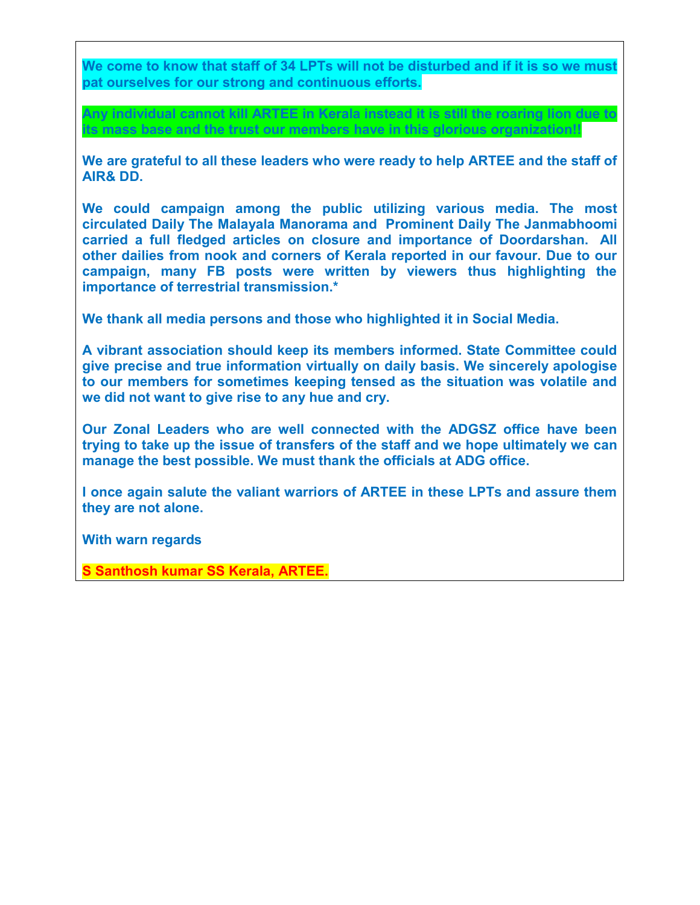**We come to know that staff of 34 LPTs will not be disturbed and if it is so we must pat ourselves for our strong and continuous efforts.**

**Any individual cannot kill ARTEE in Kerala instead it is still the roaring lion due to its mass base and the trust our members have in this glorious organization!!**

**We are grateful to all these leaders who were ready to help ARTEE and the staff of AIR& DD.**

**We could campaign among the public utilizing various media. The most circulated Daily The Malayala Manorama and Prominent Daily The Janmabhoomi carried a full fledged articles on closure and importance of Doordarshan. All other dailies from nook and corners of Kerala reported in our favour. Due to our campaign, many FB posts were written by viewers thus highlighting the importance of terrestrial transmission.***

**We thank all media persons and those who highlighted it in Social Media.**

**A vibrant association should keep its members informed. State Committee could give precise and true information virtually on daily basis. We sincerely apologise to our members for sometimes keeping tensed as the situation was volatile and we did not want to give rise to any hue and cry.**

**Our Zonal Leaders who are well connected with the ADGSZ office have been trying to take up the issue of transfers of the staff and we hope ultimately we can manage the best possible. We must thank the officials at ADG office.**

**I once again salute the valiant warriors of ARTEE in these LPTs and assure them they are not alone.**

**With warn regards**

**S Santhosh kumar SS Kerala, ARTEE.**